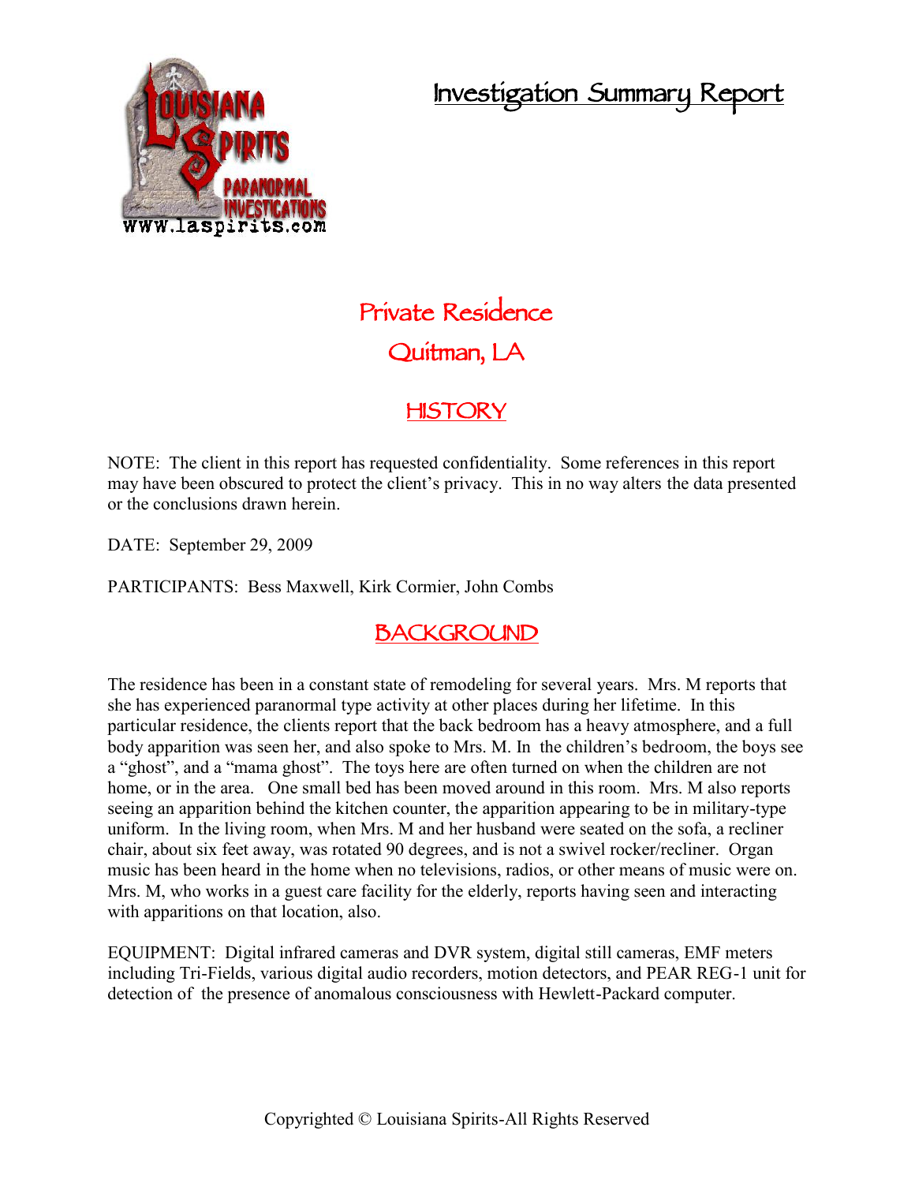# Investigation Summary Report

## Private Residence

## Quitman, LA

## HISTORY

NOTE: The client in this report has requested confidentiality. Some references in this report may have been obscured to protect the client's privacy. This in no way alters the data presented or the conclusions drawn herein.

DATE: September 29, 2009

PARTICIPANTS: Bess Maxwell, Kirk Cormier, John Combs

## BACKGROUND

The residence has been in a constant state of remodeling for several years. Mrs. M reports that she has experienced paranormal type activity at other places during her lifetime. In this particular residence, the clients report that the back bedroom has a heavy atmosphere, and a full body apparition was seen her, and also spoke to Mrs. M. In the children's bedroom, the boys see a "ghost", and a "mama ghost". The toys here are often turned on when the children are not home, or in the area. One small bed has been moved around in this room. Mrs. M also reports seeing an apparition behind the kitchen counter, the apparition appearing to be in military-type uniform. In the living room, when Mrs. M and her husband were seated on the sofa, a recliner chair, about six feet away, was rotated 90 degrees, and is not a swivel rocker/recliner. Organ music has been heard in the home when no televisions, radios, or other means of music were on. Mrs. M, who works in a guest care facility for the elderly, reports having seen and interacting with apparitions on that location, also.

EQUIPMENT: Digital infrared cameras and DVR system, digital still cameras, EMF meters including Tri-Fields, various digital audio recorders, motion detectors, and PEAR REG-1 unit for detection of the presence of anomalous consciousness with Hewlett-Packard computer.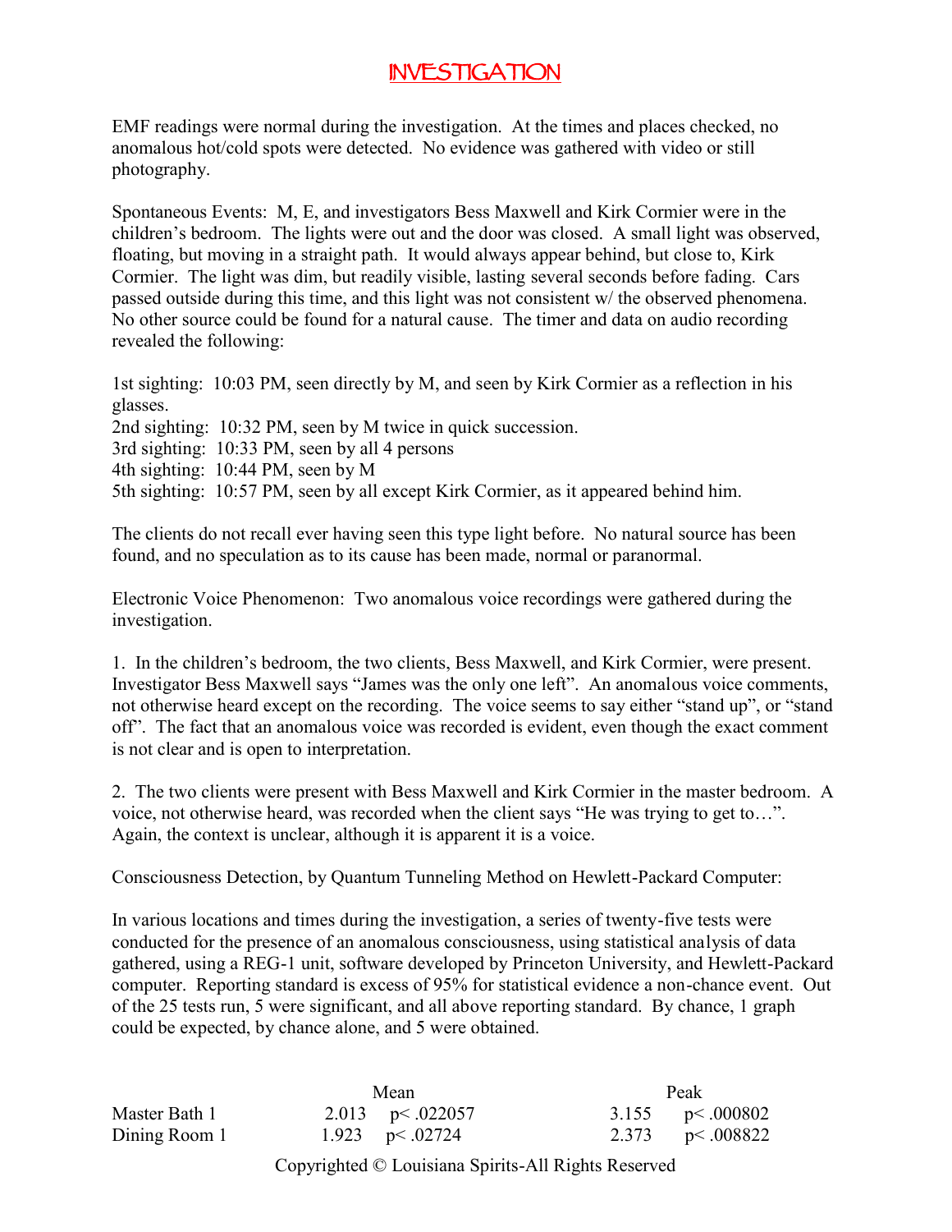# INVESTIGATION

EMF readings were normal during the investigation. At the times and places checked, no anomalous hot/cold spots were detected. No evidence was gathered with video or still photography.

Spontaneous Events: M, E, and investigators Bess Maxwell and Kirk Cormier were in the children's bedroom. The lights were out and the door was closed. A small light was observed, floating, but moving in a straight path. It would always appear behind, but close to, Kirk Cormier. The light was dim, but readily visible, lasting several seconds before fading. Cars passed outside during this time, and this light was not consistent w/ the observed phenomena. No other source could be found for a natural cause. The timer and data on audio recording revealed the following:

1st sighting: 10:03 PM, seen directly by M, and seen by Kirk Cormier as a reflection in his glasses.
2nd sighting: 10:32 PM, seen by M twice in quick succession.
3rd sighting: 10:33 PM, seen by all 4 persons
4th sighting: 10:44 PM, seen by M
5th sighting: 10:57 PM, seen by all except Kirk Cormier, as it appeared behind him.

The clients do not recall ever having seen this type light before. No natural source has been found, and no speculation as to its cause has been made, normal or paranormal.

Electronic Voice Phenomenon: Two anomalous voice recordings were gathered during the investigation.

1. In the children's bedroom, the two clients, Bess Maxwell, and Kirk Cormier, were present. Investigator Bess Maxwell says "James was the only one left". An anomalous voice comments, not otherwise heard except on the recording. The voice seems to say either "stand up", or "stand off". The fact that an anomalous voice was recorded is evident, even though the exact comment is not clear and is open to interpretation.

2. The two clients were present with Bess Maxwell and Kirk Cormier in the master bedroom. A voice, not otherwise heard, was recorded when the client says "He was trying to get to…". Again, the context is unclear, although it is apparent it is a voice.

Consciousness Detection, by Quantum Tunneling Method on Hewlett-Packard Computer:

In various locations and times during the investigation, a series of twenty-five tests were conducted for the presence of an anomalous consciousness, using statistical analysis of data gathered, using a REG-1 unit, software developed by Princeton University, and Hewlett-Packard computer. Reporting standard is excess of 95% for statistical evidence a non-chance event. Out of the 25 tests run, 5 were significant, and all above reporting standard. By chance, 1 graph could be expected, by chance alone, and 5 were obtained.

| | Mean | | Peak | |
|---|---|---|---|---|
| Master Bath 1 | 2.013 | $p < .022057$ | 3.155 | $p < .000802$ |
| Dining Room 1 | 1.923 | $p < .02724$ | 2.373 | $p < .008822$ |

Copyrighted © Louisiana Spirits-All Rights Reserved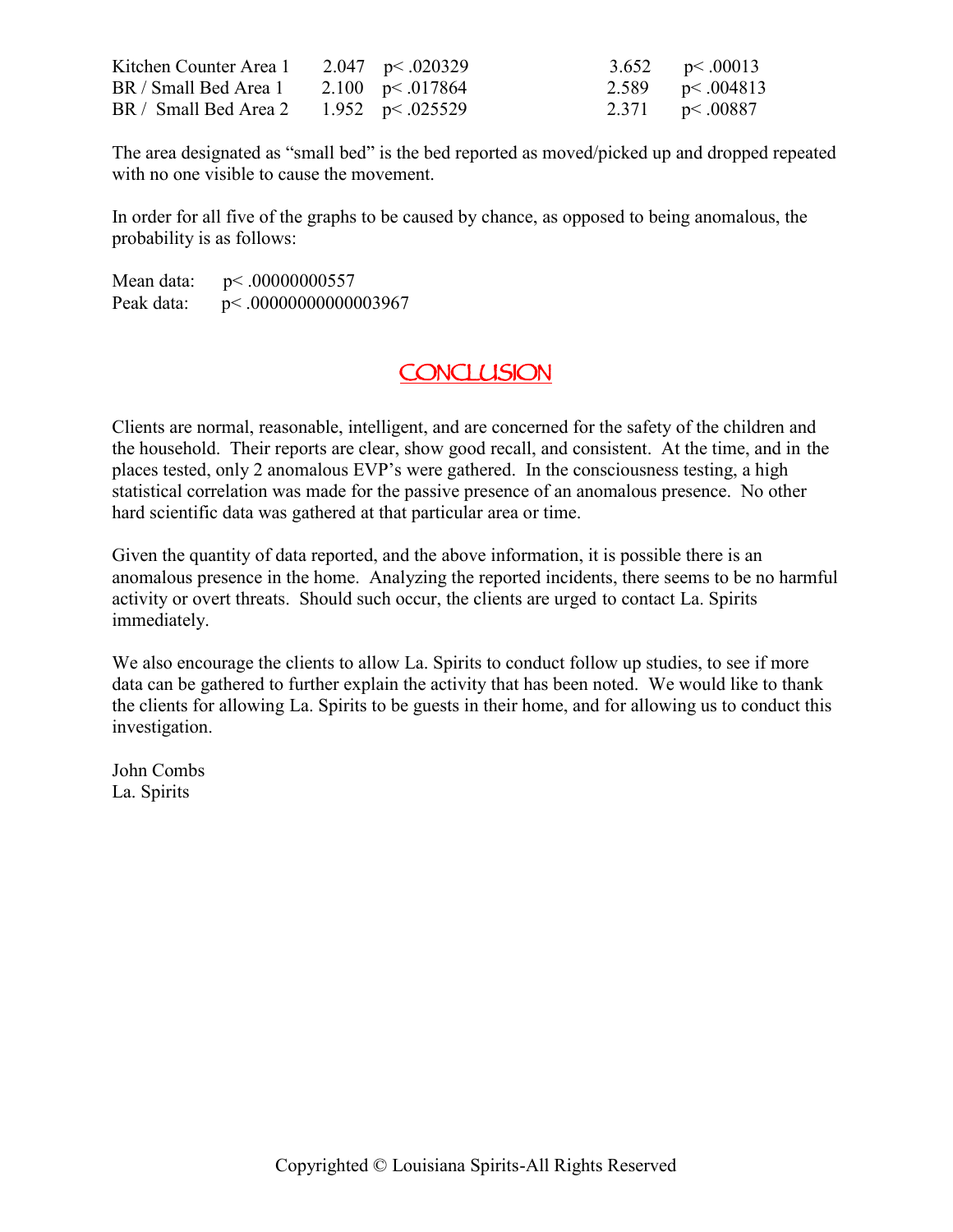| | | | | |
|---|---|---|---|---|
| Kitchen Counter Area 1 | 2.047 | $p < .020329$ | 3.652 | $p < .00013$ |
| BR / Small Bed Area 1 | 2.100 | $p < .017864$ | 2.589 | $p < .004813$ |
| BR / Small Bed Area 2 | 1.952 | $p < .025529$ | 2.371 | $p < .00887$ |

The area designated as “small bed” is the bed reported as moved/picked up and dropped repeated with no one visible to cause the movement.

In order for all five of the graphs to be caused by chance, as opposed to being anomalous, the probability is as follows:

Mean data: $p < .00000000557$
Peak data: $p < .00000000000003967$

## CONCLUSION

Clients are normal, reasonable, intelligent, and are concerned for the safety of the children and the household. Their reports are clear, show good recall, and consistent. At the time, and in the places tested, only 2 anomalous EVP’s were gathered. In the consciousness testing, a high statistical correlation was made for the passive presence of an anomalous presence. No other hard scientific data was gathered at that particular area or time.

Given the quantity of data reported, and the above information, it is possible there is an anomalous presence in the home. Analyzing the reported incidents, there seems to be no harmful activity or overt threats. Should such occur, the clients are urged to contact La. Spirits immediately.

We also encourage the clients to allow La. Spirits to conduct follow up studies, to see if more data can be gathered to further explain the activity that has been noted. We would like to thank the clients for allowing La. Spirits to be guests in their home, and for allowing us to conduct this investigation.

John Combs
La. Spirits

Copyrighted © Louisiana Spirits-All Rights Reserved